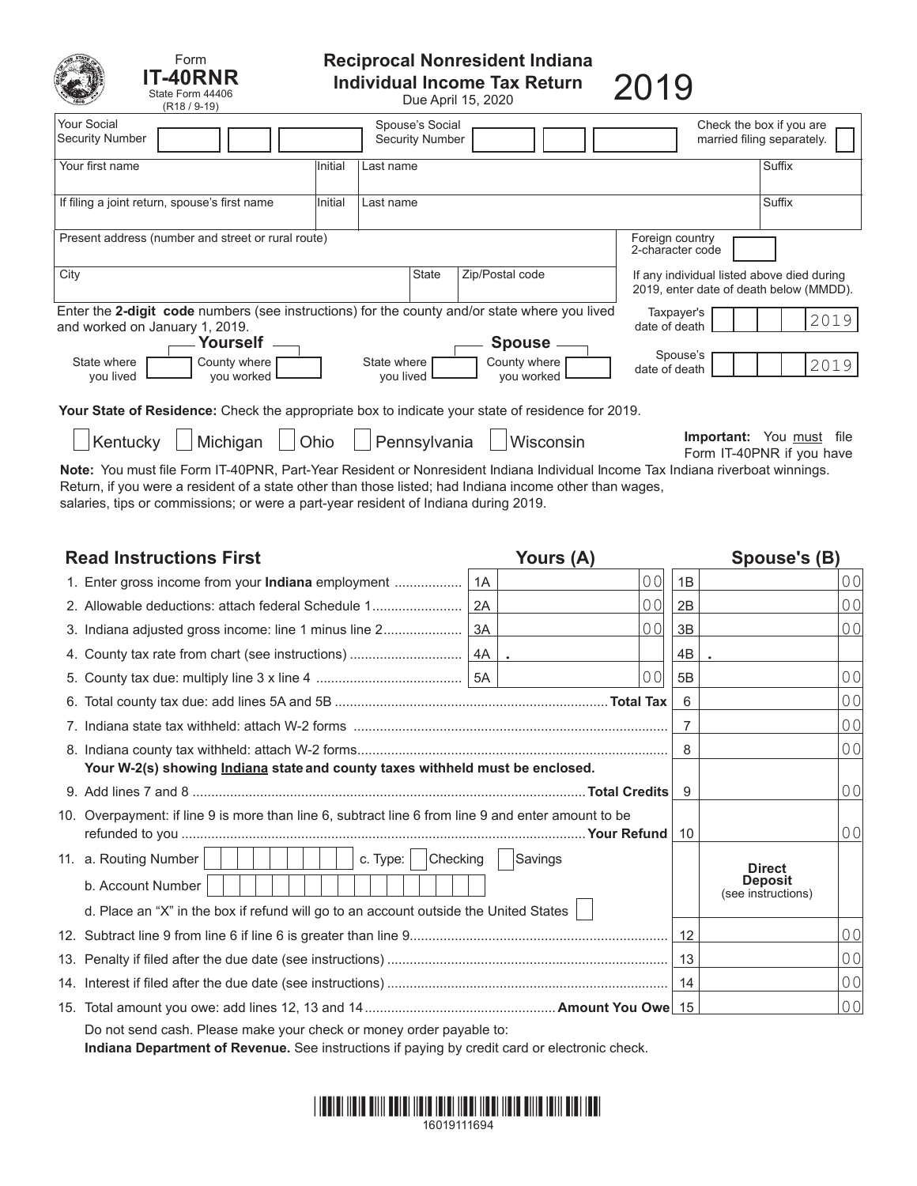Form **IT-40RNR**
State Form 44406
(R18 / 9-19)

# Reciprocal Nonresident Indiana Individual Income Tax Return

Due April 15, 2020

# 2019

| Your Social Security Number | | Spouse's Social Security Number | | Check the box if you are married filing separately. ☐ |
|---|---|---|---|---|

| Your first name | Initial | Last name | Suffix |
|---|---|---|---|
| If filing a joint return, spouse's first name | Initial | Last name | Suffix |

| Present address (number and street or rural route) | | | Foreign country 2-character code |
|---|---|---|---|
| City | State | Zip/Postal code | If any individual listed above died during 2019, enter date of death below (MMDD). |

Enter the **2-digit code** numbers (see instructions) for the county and/or state where you lived and worked on January 1, 2019.

**Yourself**: State where you lived ☐ County where you worked ☐

**Spouse**: State where you lived ☐ County where you worked ☐

Taxpayer's date of death ☐☐☐☐ 2019

Spouse's date of death ☐☐☐☐ 2019

**Your State of Residence:** Check the appropriate box to indicate your state of residence for 2019.

☐ Kentucky ☐ Michigan ☐ Ohio ☐ Pennsylvania ☐ Wisconsin

**Important:** You must file Form IT-40PNR if you have Indiana riverboat winnings.

**Note:** You must file Form IT-40PNR, Part-Year Resident or Nonresident Indiana Individual Income Tax Return, if you were a resident of a state other than those listed; had Indiana income other than wages, salaries, tips or commissions; or were a part-year resident of Indiana during 2019.

| Read Instructions First | | Yours (A) | | Spouse's (B) |
|---|---|---|---|---|
| 1. Enter gross income from your **Indiana** employment | 1A | 00 | 1B | 00 |
| 2. Allowable deductions: attach federal Schedule 1 | 2A | 00 | 2B | 00 |
| 3. Indiana adjusted gross income: line 1 minus line 2 | 3A | 00 | 3B | 00 |
| 4. County tax rate from chart (see instructions) | 4A | . | 4B | . |
| 5. County tax due: multiply line 3 x line 4 | 5A | 00 | 5B | 00 |
| 6. Total county tax due: add lines 5A and 5B **Total Tax** | | | 6 | 00 |
| 7. Indiana state tax withheld: attach W-2 forms | | | 7 | 00 |
| 8. Indiana county tax withheld: attach W-2 forms<br>**Your W-2(s) showing Indiana state and county taxes withheld must be enclosed.** | | | 8 | 00 |
| 9. Add lines 7 and 8 **Total Credits** | | | 9 | 00 |
| 10. Overpayment: if line 9 is more than line 6, subtract line 6 from line 9 and enter amount to be refunded to you **Your Refund** | | | 10 | 00 |
| 11. a. Routing Number ☐ c. Type: ☐ Checking ☐ Savings<br>b. Account Number ☐<br>d. Place an "X" in the box if refund will go to an account outside the United States ☐ | | | **Direct Deposit** (see instructions) | |
| 12. Subtract line 9 from line 6 if line 6 is greater than line 9 | | | 12 | 00 |
| 13. Penalty if filed after the due date (see instructions) | | | 13 | 00 |
| 14. Interest if filed after the due date (see instructions) | | | 14 | 00 |
| 15. Total amount you owe: add lines 12, 13 and 14 **Amount You Owe** | | | 15 | 00 |

Do not send cash. Please make your check or money order payable to:
**Indiana Department of Revenue.** See instructions if paying by credit card or electronic check.

16019111694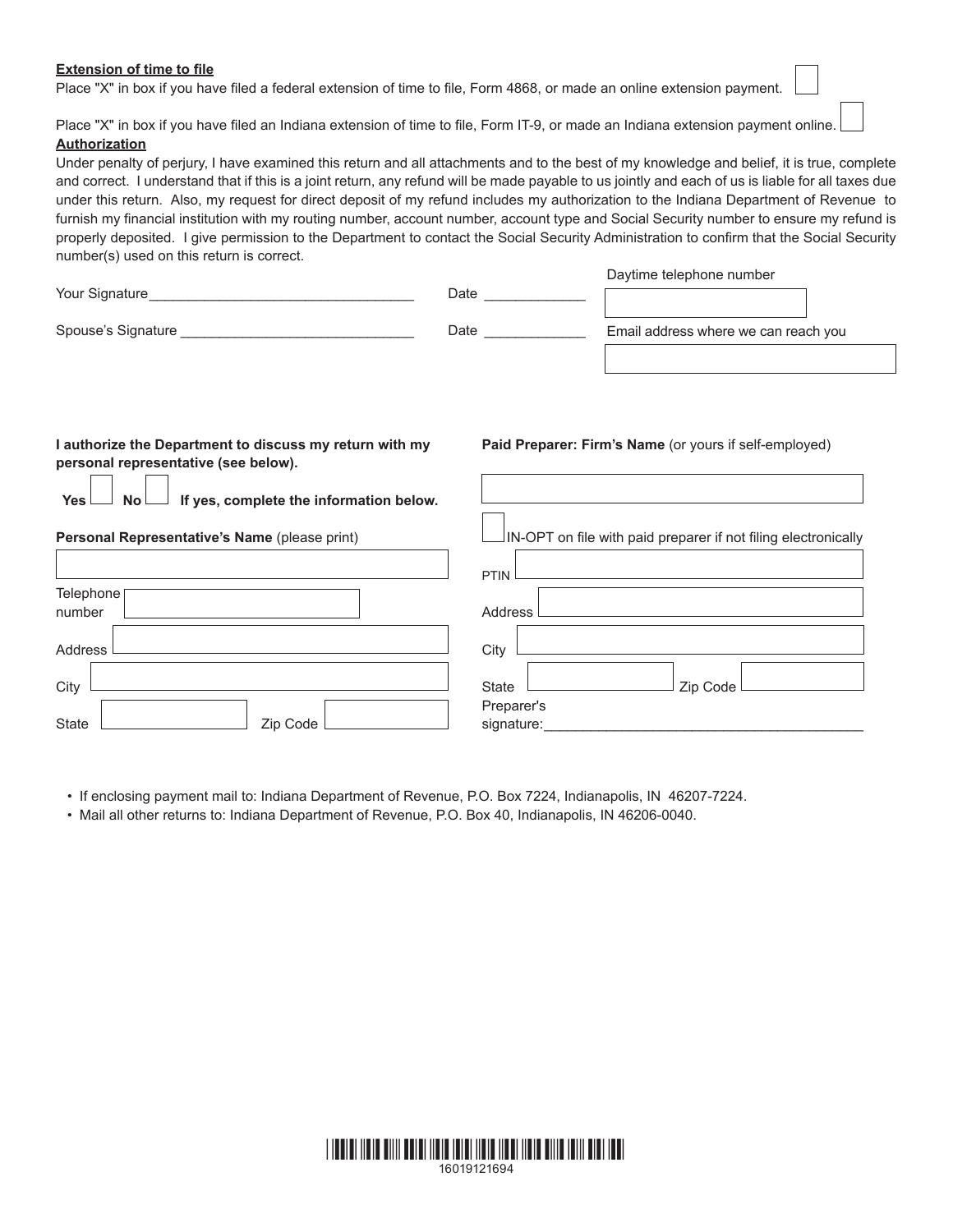**Extension of time to file**

Place "X" in box if you have filed a federal extension of time to file, Form 4868, or made an online extension payment. ☐

Place "X" in box if you have filed an Indiana extension of time to file, Form IT-9, or made an Indiana extension payment online. ☐

**Authorization**

Under penalty of perjury, I have examined this return and all attachments and to the best of my knowledge and belief, it is true, complete and correct. I understand that if this is a joint return, any refund will be made payable to us jointly and each of us is liable for all taxes due under this return. Also, my request for direct deposit of my refund includes my authorization to the Indiana Department of Revenue to furnish my financial institution with my routing number, account number, account type and Social Security number to ensure my refund is properly deposited. I give permission to the Department to contact the Social Security Administration to confirm that the Social Security number(s) used on this return is correct.

Your Signature__________________________________ Date _____________

Daytime telephone number ☐

Spouse's Signature ______________________________ Date _____________

Email address where we can reach you ☐

**I authorize the Department to discuss my return with my personal representative (see below).**

**Yes** ☐ **No** ☐ **If yes, complete the information below.**

**Personal Representative's Name** (please print) ☐

Telephone number ☐

Address ☐

City ☐

State ☐ Zip Code ☐

**Paid Preparer: Firm's Name** (or yours if self-employed) ☐

☐ IN-OPT on file with paid preparer if not filing electronically

PTIN ☐

Address ☐

City ☐

State ☐ Zip Code ☐

Preparer's signature:__________________________________________

- If enclosing payment mail to: Indiana Department of Revenue, P.O. Box 7224, Indianapolis, IN 46207-7224.
- Mail all other returns to: Indiana Department of Revenue, P.O. Box 40, Indianapolis, IN 46206-0040.

16019121694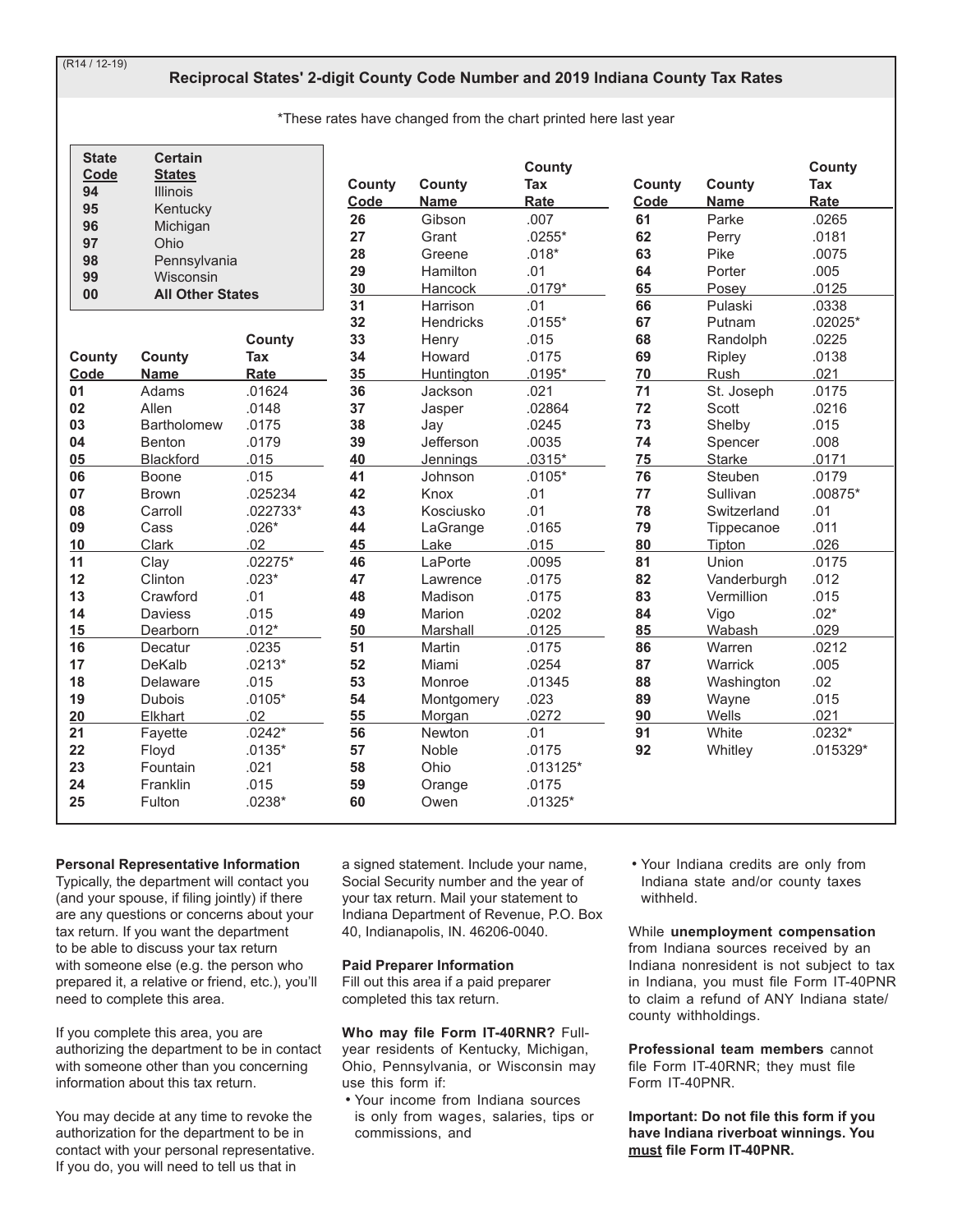(R14 / 12-19)

## Reciprocal States' 2-digit County Code Number and 2019 Indiana County Tax Rates

*These rates have changed from the chart printed here last year

| State Code | Certain States |
|---|---|
| 94 | Illinois |
| 95 | Kentucky |
| 96 | Michigan |
| 97 | Ohio |
| 98 | Pennsylvania |
| 99 | Wisconsin |
| 00 | **All Other States** |

| County Code | County Name | County Tax Rate |
|---|---|---|
| 01 | Adams | .01624 |
| 02 | Allen | .0148 |
| 03 | Bartholomew | .0175 |
| 04 | Benton | .0179 |
| 05 | Blackford | .015 |
| 06 | Boone | .015 |
| 07 | Brown | .025234 |
| 08 | Carroll | .022733* |
| 09 | Cass | .026* |
| 10 | Clark | .02 |
| 11 | Clay | .02275* |
| 12 | Clinton | .023* |
| 13 | Crawford | .01 |
| 14 | Daviess | .015 |
| 15 | Dearborn | .012* |
| 16 | Decatur | .0235 |
| 17 | DeKalb | .0213* |
| 18 | Delaware | .015 |
| 19 | Dubois | .0105* |
| 20 | Elkhart | .02 |
| 21 | Fayette | .0242* |
| 22 | Floyd | .0135* |
| 23 | Fountain | .021 |
| 24 | Franklin | .015 |
| 25 | Fulton | .0238* |
| 26 | Gibson | .007 |
| 27 | Grant | .0255* |
| 28 | Greene | .018* |
| 29 | Hamilton | .01 |
| 30 | Hancock | .0179* |
| 31 | Harrison | .01 |
| 32 | Hendricks | .0155* |
| 33 | Henry | .015 |
| 34 | Howard | .0175 |
| 35 | Huntington | .0195* |
| 36 | Jackson | .021 |
| 37 | Jasper | .02864 |
| 38 | Jay | .0245 |
| 39 | Jefferson | .0035 |
| 40 | Jennings | .0315* |
| 41 | Johnson | .0105* |
| 42 | Knox | .01 |
| 43 | Kosciusko | .01 |
| 44 | LaGrange | .0165 |
| 45 | Lake | .015 |
| 46 | LaPorte | .0095 |
| 47 | Lawrence | .0175 |
| 48 | Madison | .0175 |
| 49 | Marion | .0202 |
| 50 | Marshall | .0125 |
| 51 | Martin | .0175 |
| 52 | Miami | .0254 |
| 53 | Monroe | .01345 |
| 54 | Montgomery | .023 |
| 55 | Morgan | .0272 |
| 56 | Newton | .01 |
| 57 | Noble | .0175 |
| 58 | Ohio | .013125* |
| 59 | Orange | .0175 |
| 60 | Owen | .01325* |
| 61 | Parke | .0265 |
| 62 | Perry | .0181 |
| 63 | Pike | .0075 |
| 64 | Porter | .005 |
| 65 | Posey | .0125 |
| 66 | Pulaski | .0338 |
| 67 | Putnam | .02025* |
| 68 | Randolph | .0225 |
| 69 | Ripley | .0138 |
| 70 | Rush | .021 |
| 71 | St. Joseph | .0175 |
| 72 | Scott | .0216 |
| 73 | Shelby | .015 |
| 74 | Spencer | .008 |
| 75 | Starke | .0171 |
| 76 | Steuben | .0179 |
| 77 | Sullivan | .00875* |
| 78 | Switzerland | .01 |
| 79 | Tippecanoe | .011 |
| 80 | Tipton | .026 |
| 81 | Union | .0175 |
| 82 | Vanderburgh | .012 |
| 83 | Vermillion | .015 |
| 84 | Vigo | .02* |
| 85 | Wabash | .029 |
| 86 | Warren | .0212 |
| 87 | Warrick | .005 |
| 88 | Washington | .02 |
| 89 | Wayne | .015 |
| 90 | Wells | .021 |
| 91 | White | .0232* |
| 92 | Whitley | .015329* |

**Personal Representative Information**
Typically, the department will contact you (and your spouse, if filing jointly) if there are any questions or concerns about your tax return. If you want the department to be able to discuss your tax return with someone else (e.g. the person who prepared it, a relative or friend, etc.), you'll need to complete this area.

If you complete this area, you are authorizing the department to be in contact with someone other than you concerning information about this tax return.

You may decide at any time to revoke the authorization for the department to be in contact with your personal representative. If you do, you will need to tell us that in a signed statement. Include your name, Social Security number and the year of your tax return. Mail your statement to Indiana Department of Revenue, P.O. Box 40, Indianapolis, IN. 46206-0040.

**Paid Preparer Information**
Fill out this area if a paid preparer completed this tax return.

**Who may file Form IT-40RNR?** Full-year residents of Kentucky, Michigan, Ohio, Pennsylvania, or Wisconsin may use this form if:

- Your income from Indiana sources is only from wages, salaries, tips or commissions, and
- Your Indiana credits are only from Indiana state and/or county taxes withheld.

While **unemployment compensation** from Indiana sources received by an Indiana nonresident is not subject to tax in Indiana, you must file Form IT-40PNR to claim a refund of ANY Indiana state/county withholdings.

**Professional team members** cannot file Form IT-40RNR; they must file Form IT-40PNR.

**Important: Do not file this form if you have Indiana riverboat winnings. You must file Form IT-40PNR.**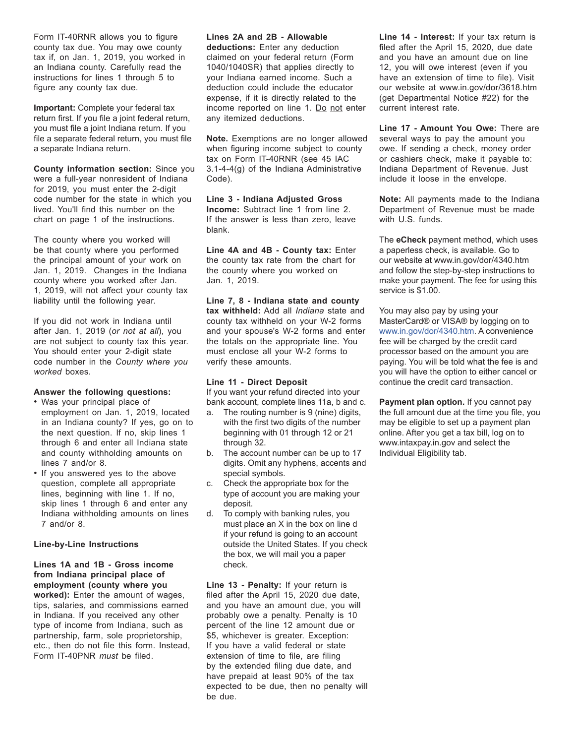Form IT-40RNR allows you to figure county tax due. You may owe county tax if, on Jan. 1, 2019, you worked in an Indiana county. Carefully read the instructions for lines 1 through 5 to figure any county tax due.

**Important:** Complete your federal tax return first. If you file a joint federal return, you must file a joint Indiana return. If you file a separate federal return, you must file a separate Indiana return.

**County information section:** Since you were a full-year nonresident of Indiana for 2019, you must enter the 2-digit code number for the state in which you lived. You'll find this number on the chart on page 1 of the instructions.

The county where you worked will be that county where you performed the principal amount of your work on Jan. 1, 2019. Changes in the Indiana county where you worked after Jan. 1, 2019, will not affect your county tax liability until the following year.

If you did not work in Indiana until after Jan. 1, 2019 (*or not at all*), you are not subject to county tax this year. You should enter your 2-digit state code number in the *County where you worked* boxes.

**Answer the following questions:**

- Was your principal place of employment on Jan. 1, 2019, located in an Indiana county? If yes, go on to the next question. If no, skip lines 1 through 6 and enter all Indiana state and county withholding amounts on lines 7 and/or 8.
- If you answered yes to the above question, complete all appropriate lines, beginning with line 1. If no, skip lines 1 through 6 and enter any Indiana withholding amounts on lines 7 and/or 8.

**Line-by-Line Instructions**

**Lines 1A and 1B - Gross income from Indiana principal place of employment (county where you worked):** Enter the amount of wages, tips, salaries, and commissions earned in Indiana. If you received any other type of income from Indiana, such as partnership, farm, sole proprietorship, etc., then do not file this form. Instead, Form IT-40PNR *must* be filed.

**Lines 2A and 2B - Allowable deductions:** Enter any deduction claimed on your federal return (Form 1040/1040SR) that applies directly to your Indiana earned income. Such a deduction could include the educator expense, if it is directly related to the income reported on line 1. <u>Do</u> <u>not</u> enter any itemized deductions.

**Note.** Exemptions are no longer allowed when figuring income subject to county tax on Form IT-40RNR (see 45 IAC 3.1-4-4(g) of the Indiana Administrative Code).

**Line 3 - Indiana Adjusted Gross Income:** Subtract line 1 from line 2. If the answer is less than zero, leave blank.

**Line 4A and 4B - County tax:** Enter the county tax rate from the chart for the county where you worked on Jan. 1, 2019.

**Line 7, 8 - Indiana state and county tax withheld:** Add all *Indiana* state and county tax withheld on your W-2 forms and your spouse's W-2 forms and enter the totals on the appropriate line. You must enclose all your W-2 forms to verify these amounts.

**Line 11 - Direct Deposit**

If you want your refund directed into your bank account, complete lines 11a, b and c.

a. The routing number is 9 (nine) digits, with the first two digits of the number beginning with 01 through 12 or 21 through 32.
b. The account number can be up to 17 digits. Omit any hyphens, accents and special symbols.
c. Check the appropriate box for the type of account you are making your deposit.
d. To comply with banking rules, you must place an X in the box on line d if your refund is going to an account outside the United States. If you check the box, we will mail you a paper check.

**Line 13 - Penalty:** If your return is filed after the April 15, 2020 due date, and you have an amount due, you will probably owe a penalty. Penalty is 10 percent of the line 12 amount due or $5, whichever is greater. Exception: If you have a valid federal or state extension of time to file, are filing by the extended filing due date, and have prepaid at least 90% of the tax expected to be due, then no penalty will be due.

**Line 14 - Interest:** If your tax return is filed after the April 15, 2020, due date and you have an amount due on line 12, you will owe interest (even if you have an extension of time to file). Visit our website at www.in.gov/dor/3618.htm (get Departmental Notice #22) for the current interest rate.

**Line 17 - Amount You Owe:** There are several ways to pay the amount you owe. If sending a check, money order or cashiers check, make it payable to: Indiana Department of Revenue. Just include it loose in the envelope.

**Note:** All payments made to the Indiana Department of Revenue must be made with U.S. funds.

The **eCheck** payment method, which uses a paperless check, is available. Go to our website at www.in.gov/dor/4340.htm and follow the step-by-step instructions to make your payment. The fee for using this service is $1.00.

You may also pay by using your MasterCard® or VISA® by logging on to www.in.gov/dor/4340.htm. A convenience fee will be charged by the credit card processor based on the amount you are paying. You will be told what the fee is and you will have the option to either cancel or continue the credit card transaction.

**Payment plan option.** If you cannot pay the full amount due at the time you file, you may be eligible to set up a payment plan online. After you get a tax bill, log on to www.intaxpay.in.gov and select the Individual Eligibility tab.